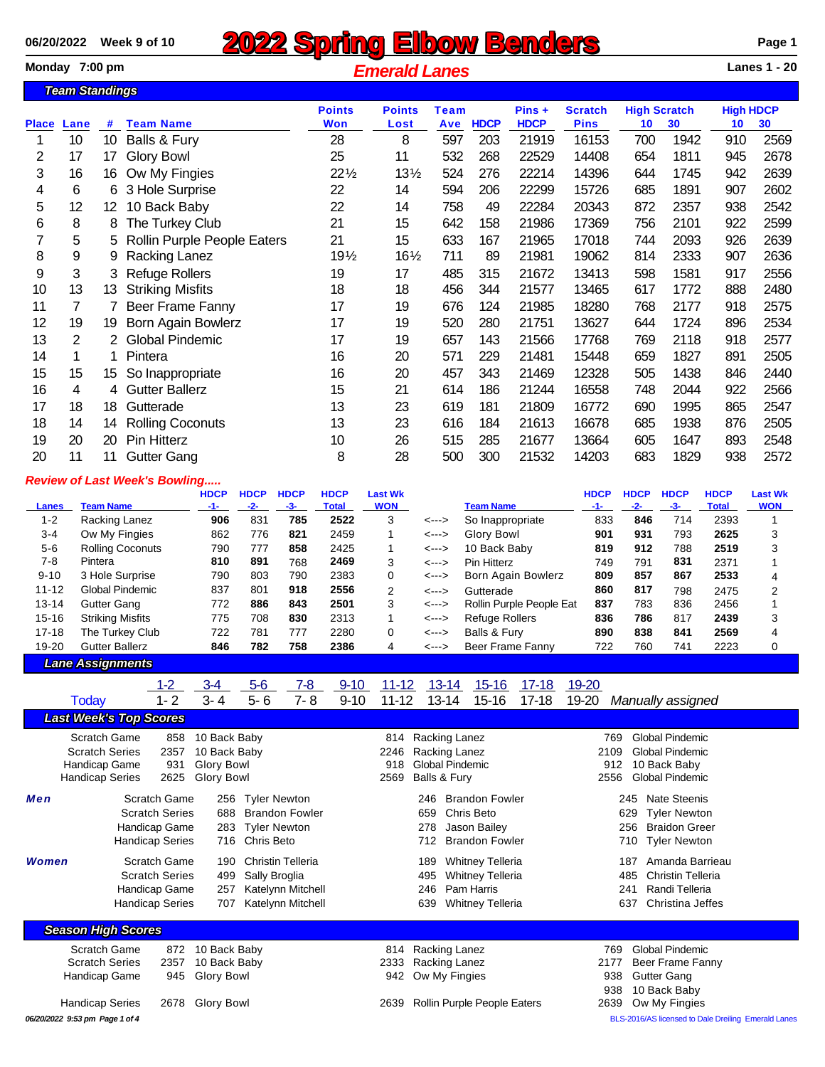06/20/2022 Week 9 of 10

# 2022 Spring Elbow Benders

Monday 7:00 pm

## Emerald Lanes

Lanes 1 - 20

### Team Standings

| Place | Lane | # | Team Name | Points Won | Points Lost | Team Ave | HDCP | Pins + HDCP | Scratch Pins | High Scratch 10 | High Scratch 30 | High HDCP 10 | High HDCP 30 |
|---|---|---|---|---|---|---|---|---|---|---|---|---|---|
| 1 | 10 | 10 | Balls & Fury | 28 | 8 | 597 | 203 | 21919 | 16153 | 700 | 1942 | 910 | 2569 |
| 2 | 17 | 17 | Glory Bowl | 25 | 11 | 532 | 268 | 22529 | 14408 | 654 | 1811 | 945 | 2678 |
| 3 | 16 | 16 | Ow My Fingies | 22½ | 13½ | 524 | 276 | 22214 | 14396 | 644 | 1745 | 942 | 2639 |
| 4 | 6 | 6 | 3 Hole Surprise | 22 | 14 | 594 | 206 | 22299 | 15726 | 685 | 1891 | 907 | 2602 |
| 5 | 12 | 12 | 10 Back Baby | 22 | 14 | 758 | 49 | 22284 | 20343 | 872 | 2357 | 938 | 2542 |
| 6 | 8 | 8 | The Turkey Club | 21 | 15 | 642 | 158 | 21986 | 17369 | 756 | 2101 | 922 | 2599 |
| 7 | 5 | 5 | Rollin Purple People Eaters | 21 | 15 | 633 | 167 | 21965 | 17018 | 744 | 2093 | 926 | 2639 |
| 8 | 9 | 9 | Racking Lanez | 19½ | 16½ | 711 | 89 | 21981 | 19062 | 814 | 2333 | 907 | 2636 |
| 9 | 3 | 3 | Refuge Rollers | 19 | 17 | 485 | 315 | 21672 | 13413 | 598 | 1581 | 917 | 2556 |
| 10 | 13 | 13 | Striking Misfits | 18 | 18 | 456 | 344 | 21577 | 13465 | 617 | 1772 | 888 | 2480 |
| 11 | 7 | 7 | Beer Frame Fanny | 17 | 19 | 676 | 124 | 21985 | 18280 | 768 | 2177 | 918 | 2575 |
| 12 | 19 | 19 | Born Again Bowlerz | 17 | 19 | 520 | 280 | 21751 | 13627 | 644 | 1724 | 896 | 2534 |
| 13 | 2 | 2 | Global Pindemic | 17 | 19 | 657 | 143 | 21566 | 17768 | 769 | 2118 | 918 | 2577 |
| 14 | 1 | 1 | Pintera | 16 | 20 | 571 | 229 | 21481 | 15448 | 659 | 1827 | 891 | 2505 |
| 15 | 15 | 15 | So Inappropriate | 16 | 20 | 457 | 343 | 21469 | 12328 | 505 | 1438 | 846 | 2440 |
| 16 | 4 | 4 | Gutter Ballerz | 15 | 21 | 614 | 186 | 21244 | 16558 | 748 | 2044 | 922 | 2566 |
| 17 | 18 | 18 | Gutterade | 13 | 23 | 619 | 181 | 21809 | 16772 | 690 | 1995 | 865 | 2547 |
| 18 | 14 | 14 | Rolling Coconuts | 13 | 23 | 616 | 184 | 21613 | 16678 | 685 | 1938 | 876 | 2505 |
| 19 | 20 | 20 | Pin Hitterz | 10 | 26 | 515 | 285 | 21677 | 13664 | 605 | 1647 | 893 | 2548 |
| 20 | 11 | 11 | Gutter Gang | 8 | 28 | 500 | 300 | 21532 | 14203 | 683 | 1829 | 938 | 2572 |

### *Review of Last Week's Bowling.....*

| Lanes | Team Name | HDCP -1- | HDCP -2- | HDCP -3- | HDCP Total | Last Wk WON | | Team Name | HDCP -1- | HDCP -2- | HDCP -3- | HDCP Total | Last Wk WON |
|---|---|---|---|---|---|---|---|---|---|---|---|---|---|
| 1-2 | Racking Lanez | **906** | 831 | **785** | **2522** | 3 | <---> | So Inappropriate | 833 | **846** | 714 | 2393 | 1 |
| 3-4 | Ow My Fingies | 862 | 776 | **821** | 2459 | 1 | <---> | Glory Bowl | **901** | **931** | 793 | **2625** | 3 |
| 5-6 | Rolling Coconuts | 790 | 777 | **858** | 2425 | 1 | <---> | 10 Back Baby | **819** | **912** | 788 | **2519** | 3 |
| 7-8 | Pintera | **810** | **891** | 768 | **2469** | 3 | <---> | Pin Hitterz | 749 | 791 | **831** | 2371 | 1 |
| 9-10 | 3 Hole Surprise | 790 | 803 | 790 | 2383 | 0 | <---> | Born Again Bowlerz | **809** | **857** | **867** | **2533** | 4 |
| 11-12 | Global Pindemic | 837 | 801 | **918** | **2556** | 2 | <---> | Gutterade | **860** | **817** | 798 | 2475 | 2 |
| 13-14 | Gutter Gang | 772 | **886** | **843** | **2501** | 3 | <---> | Rollin Purple People Eat | **837** | 783 | 836 | 2456 | 1 |
| 15-16 | Striking Misfits | 775 | 708 | **830** | 2313 | 1 | <---> | Refuge Rollers | **836** | **786** | 817 | **2439** | 3 |
| 17-18 | The Turkey Club | 722 | 781 | 777 | 2280 | 0 | <---> | Balls & Fury | **890** | **838** | **841** | **2569** | 4 |
| 19-20 | Gutter Ballerz | **846** | **782** | **758** | **2386** | 4 | <---> | Beer Frame Fanny | 722 | 760 | 741 | 2223 | 0 |

### Lane Assignments

| | 1-2 | 3-4 | 5-6 | 7-8 | 9-10 | 11-12 | 13-14 | 15-16 | 17-18 | 19-20 | |
|---|---|---|---|---|---|---|---|---|---|---|---|
| Today | 1- 2 | 3- 4 | 5- 6 | 7- 8 | 9-10 | 11-12 | 13-14 | 15-16 | 17-18 | 19-20 | *Manually assigned* |

### Last Week's Top Scores

| | | | | | | |
|---|---|---|---|---|---|---|
| Scratch Game | 858 | 10 Back Baby | 814 | Racking Lanez | 769 | Global Pindemic |
| Scratch Series | 2357 | 10 Back Baby | 2246 | Racking Lanez | 2109 | Global Pindemic |
| Handicap Game | 931 | Glory Bowl | 918 | Global Pindemic | 912 | 10 Back Baby |
| Handicap Series | 2625 | Glory Bowl | 2569 | Balls & Fury | 2556 | Global Pindemic |

| *Men* | | | | | | | |
|---|---|---|---|---|---|---|---|
| | Scratch Game | 256 | Tyler Newton | 246 | Brandon Fowler | 245 | Nate Steenis |
| | Scratch Series | 688 | Brandon Fowler | 659 | Chris Beto | 629 | Tyler Newton |
| | Handicap Game | 283 | Tyler Newton | 278 | Jason Bailey | 256 | Braidon Greer |
| | Handicap Series | 716 | Chris Beto | 712 | Brandon Fowler | 710 | Tyler Newton |

| *Women* | | | | | | | |
|---|---|---|---|---|---|---|---|
| | Scratch Game | 190 | Christin Telleria | 189 | Whitney Telleria | 187 | Amanda Barrieau |
| | Scratch Series | 499 | Sally Broglia | 495 | Whitney Telleria | 485 | Christin Telleria |
| | Handicap Game | 257 | Katelynn Mitchell | 246 | Pam Harris | 241 | Randi Telleria |
| | Handicap Series | 707 | Katelynn Mitchell | 639 | Whitney Telleria | 637 | Christina Jeffes |

### Season High Scores

| | | | | | | |
|---|---|---|---|---|---|---|
| Scratch Game | 872 | 10 Back Baby | 814 | Racking Lanez | 769 | Global Pindemic |
| Scratch Series | 2357 | 10 Back Baby | 2333 | Racking Lanez | 2177 | Beer Frame Fanny |
| Handicap Game | 945 | Glory Bowl | 942 | Ow My Fingies | 938 | Gutter Gang |
| | | | | | 938 | 10 Back Baby |
| Handicap Series | 2678 | Glory Bowl | 2639 | Rollin Purple People Eaters | 2639 | Ow My Fingies |

*06/20/2022 9:53 pm*

BLS-2016/AS licensed to Dale Dreiling Emerald Lanes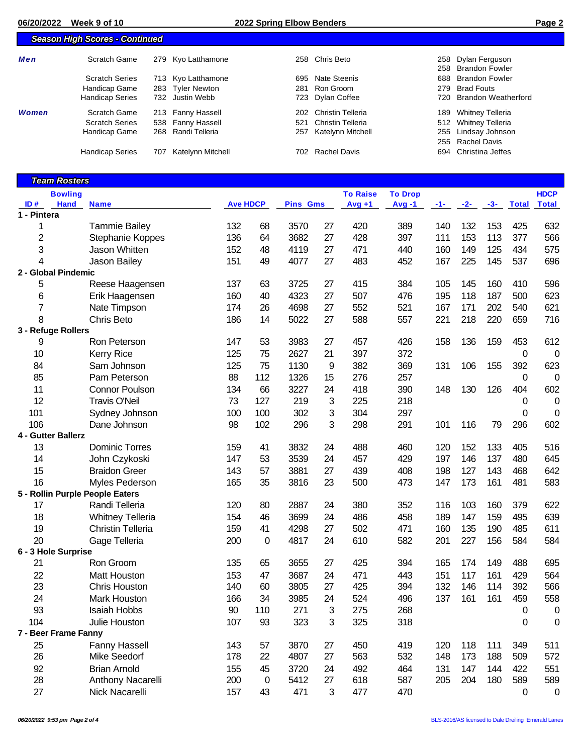## Season High Scores - Continued

| | | | | |
|---|---|---|---|---|
| ***Men*** | Scratch Game | 279 Kyo Latthamone | 258 Chris Beto | 258 Dylan Ferguson<br>258 Brandon Fowler |
| | Scratch Series | 713 Kyo Latthamone | 695 Nate Steenis | 688 Brandon Fowler |
| | Handicap Game | 283 Tyler Newton | 281 Ron Groom | 279 Brad Fouts |
| | Handicap Series | 732 Justin Webb | 723 Dylan Coffee | 720 Brandon Weatherford |
| ***Women*** | Scratch Game | 213 Fanny Hassell | 202 Christin Telleria | 189 Whitney Telleria |
| | Scratch Series | 538 Fanny Hassell | 521 Christin Telleria | 512 Whitney Telleria |
| | Handicap Game | 268 Randi Telleria | 257 Katelynn Mitchell | 255 Lindsay Johnson<br>255 Rachel Davis |
| | Handicap Series | 707 Katelynn Mitchell | 702 Rachel Davis | 694 Christina Jeffes |

## Team Rosters

| ID # | Bowling Hand | Name | Ave | HDCP | Pins | Gms | To Raise Avg +1 | To Drop Avg -1 | -1- | -2- | -3- | Total | HDCP Total |
|---|---|---|---|---|---|---|---|---|---|---|---|---|---|
| **1 - Pintera** | | | | | | | | | | | | | |
| 1 | | Tammie Bailey | 132 | 68 | 3570 | 27 | 420 | 389 | 140 | 132 | 153 | 425 | 632 |
| 2 | | Stephanie Koppes | 136 | 64 | 3682 | 27 | 428 | 397 | 111 | 153 | 113 | 377 | 566 |
| 3 | | Jason Whitten | 152 | 48 | 4119 | 27 | 471 | 440 | 160 | 149 | 125 | 434 | 575 |
| 4 | | Jason Bailey | 151 | 49 | 4077 | 27 | 483 | 452 | 167 | 225 | 145 | 537 | 696 |
| **2 - Global Pindemic** | | | | | | | | | | | | | |
| 5 | | Reese Haagensen | 137 | 63 | 3725 | 27 | 415 | 384 | 105 | 145 | 160 | 410 | 596 |
| 6 | | Erik Haagensen | 160 | 40 | 4323 | 27 | 507 | 476 | 195 | 118 | 187 | 500 | 623 |
| 7 | | Nate Timpson | 174 | 26 | 4698 | 27 | 552 | 521 | 167 | 171 | 202 | 540 | 621 |
| 8 | | Chris Beto | 186 | 14 | 5022 | 27 | 588 | 557 | 221 | 218 | 220 | 659 | 716 |
| **3 - Refuge Rollers** | | | | | | | | | | | | | |
| 9 | | Ron Peterson | 147 | 53 | 3983 | 27 | 457 | 426 | 158 | 136 | 159 | 453 | 612 |
| 10 | | Kerry Rice | 125 | 75 | 2627 | 21 | 397 | 372 | | | | 0 | 0 |
| 84 | | Sam Johnson | 125 | 75 | 1130 | 9 | 382 | 369 | 131 | 106 | 155 | 392 | 623 |
| 85 | | Pam Peterson | 88 | 112 | 1326 | 15 | 276 | 257 | | | | 0 | 0 |
| 11 | | Connor Poulson | 134 | 66 | 3227 | 24 | 418 | 390 | 148 | 130 | 126 | 404 | 602 |
| 12 | | Travis O'Neil | 73 | 127 | 219 | 3 | 225 | 218 | | | | 0 | 0 |
| 101 | | Sydney Johnson | 100 | 100 | 302 | 3 | 304 | 297 | | | | 0 | 0 |
| 106 | | Dane Johnson | 98 | 102 | 296 | 3 | 298 | 291 | 101 | 116 | 79 | 296 | 602 |
| **4 - Gutter Ballerz** | | | | | | | | | | | | | |
| 13 | | Dominic Torres | 159 | 41 | 3832 | 24 | 488 | 460 | 120 | 152 | 133 | 405 | 516 |
| 14 | | John Czykoski | 147 | 53 | 3539 | 24 | 457 | 429 | 197 | 146 | 137 | 480 | 645 |
| 15 | | Braidon Greer | 143 | 57 | 3881 | 27 | 439 | 408 | 198 | 127 | 143 | 468 | 642 |
| 16 | | Myles Pederson | 165 | 35 | 3816 | 23 | 500 | 473 | 147 | 173 | 161 | 481 | 583 |
| **5 - Rollin Purple People Eaters** | | | | | | | | | | | | | |
| 17 | | Randi Telleria | 120 | 80 | 2887 | 24 | 380 | 352 | 116 | 103 | 160 | 379 | 622 |
| 18 | | Whitney Telleria | 154 | 46 | 3699 | 24 | 486 | 458 | 189 | 147 | 159 | 495 | 639 |
| 19 | | Christin Telleria | 159 | 41 | 4298 | 27 | 502 | 471 | 160 | 135 | 190 | 485 | 611 |
| 20 | | Gage Telleria | 200 | 0 | 4817 | 24 | 610 | 582 | 201 | 227 | 156 | 584 | 584 |
| **6 - 3 Hole Surprise** | | | | | | | | | | | | | |
| 21 | | Ron Groom | 135 | 65 | 3655 | 27 | 425 | 394 | 165 | 174 | 149 | 488 | 695 |
| 22 | | Matt Houston | 153 | 47 | 3687 | 24 | 471 | 443 | 151 | 117 | 161 | 429 | 564 |
| 23 | | Chris Houston | 140 | 60 | 3805 | 27 | 425 | 394 | 132 | 146 | 114 | 392 | 566 |
| 24 | | Mark Houston | 166 | 34 | 3985 | 24 | 524 | 496 | 137 | 161 | 161 | 459 | 558 |
| 93 | | Isaiah Hobbs | 90 | 110 | 271 | 3 | 275 | 268 | | | | 0 | 0 |
| 104 | | Julie Houston | 107 | 93 | 323 | 3 | 325 | 318 | | | | 0 | 0 |
| **7 - Beer Frame Fanny** | | | | | | | | | | | | | |
| 25 | | Fanny Hassell | 143 | 57 | 3870 | 27 | 450 | 419 | 120 | 118 | 111 | 349 | 511 |
| 26 | | Mike Seedorf | 178 | 22 | 4807 | 27 | 563 | 532 | 148 | 173 | 188 | 509 | 572 |
| 92 | | Brian Arnold | 155 | 45 | 3720 | 24 | 492 | 464 | 131 | 147 | 144 | 422 | 551 |
| 28 | | Anthony Nacarelli | 200 | 0 | 5412 | 27 | 618 | 587 | 205 | 204 | 180 | 589 | 589 |
| 27 | | Nick Nacarelli | 157 | 43 | 471 | 3 | 477 | 470 | | | | 0 | 0 |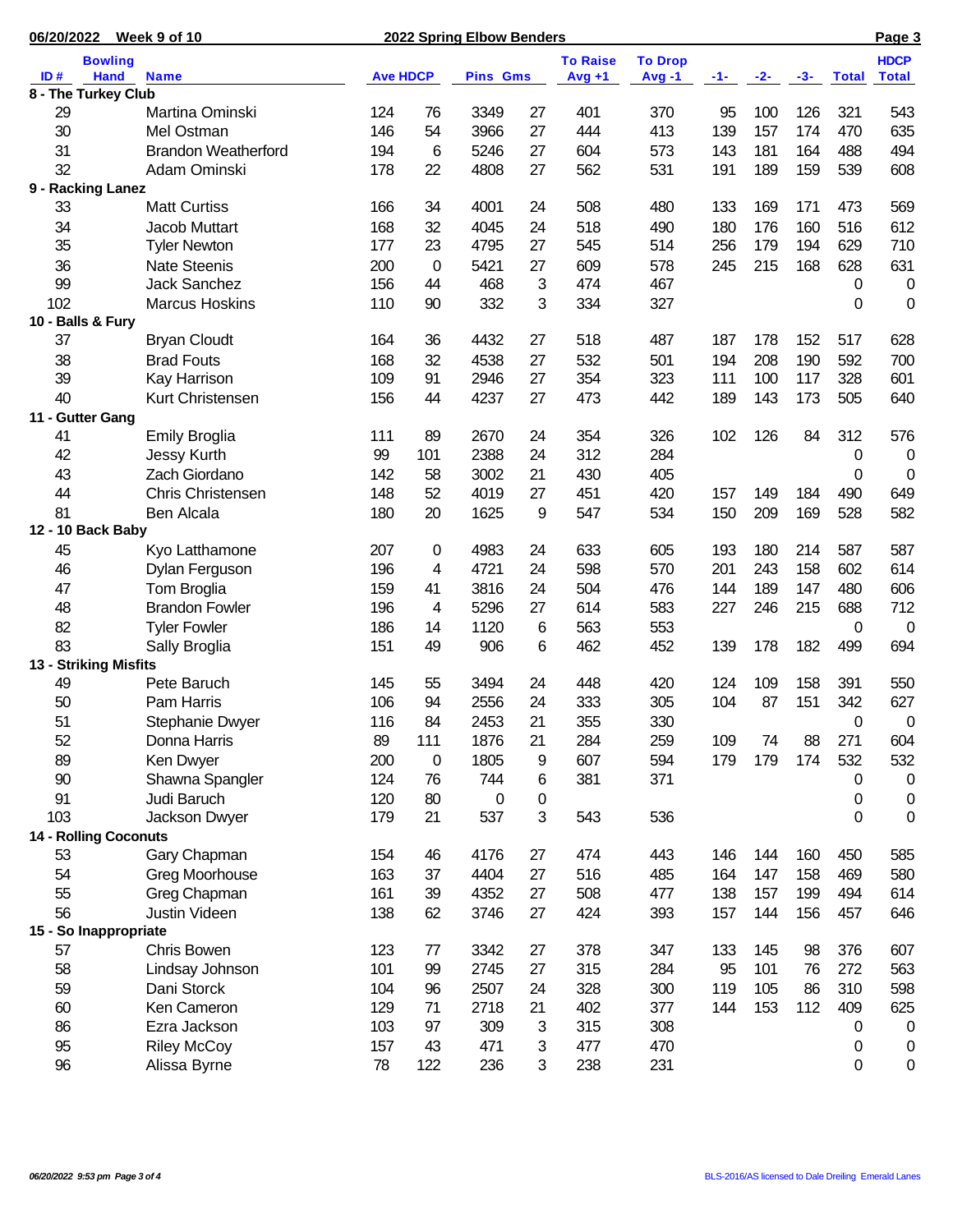06/20/2022 Week 9 of 10 — 2022 Spring Elbow Benders

| ID # | Bowling Hand | Name | Ave | HDCP | Pins | Gms | To Raise Avg +1 | To Drop Avg -1 | -1- | -2- | -3- | Total | HDCP Total |
|---|---|---|---|---|---|---|---|---|---|---|---|---|---|
| **8 - The Turkey Club** | | | | | | | | | | | | | |
| 29 | | Martina Ominski | 124 | 76 | 3349 | 27 | 401 | 370 | 95 | 100 | 126 | 321 | 543 |
| 30 | | Mel Ostman | 146 | 54 | 3966 | 27 | 444 | 413 | 139 | 157 | 174 | 470 | 635 |
| 31 | | Brandon Weatherford | 194 | 6 | 5246 | 27 | 604 | 573 | 143 | 181 | 164 | 488 | 494 |
| 32 | | Adam Ominski | 178 | 22 | 4808 | 27 | 562 | 531 | 191 | 189 | 159 | 539 | 608 |
| **9 - Racking Lanez** | | | | | | | | | | | | | |
| 33 | | Matt Curtiss | 166 | 34 | 4001 | 24 | 508 | 480 | 133 | 169 | 171 | 473 | 569 |
| 34 | | Jacob Muttart | 168 | 32 | 4045 | 24 | 518 | 490 | 180 | 176 | 160 | 516 | 612 |
| 35 | | Tyler Newton | 177 | 23 | 4795 | 27 | 545 | 514 | 256 | 179 | 194 | 629 | 710 |
| 36 | | Nate Steenis | 200 | 0 | 5421 | 27 | 609 | 578 | 245 | 215 | 168 | 628 | 631 |
| 99 | | Jack Sanchez | 156 | 44 | 468 | 3 | 474 | 467 | | | | 0 | 0 |
| 102 | | Marcus Hoskins | 110 | 90 | 332 | 3 | 334 | 327 | | | | 0 | 0 |
| **10 - Balls & Fury** | | | | | | | | | | | | | |
| 37 | | Bryan Cloudt | 164 | 36 | 4432 | 27 | 518 | 487 | 187 | 178 | 152 | 517 | 628 |
| 38 | | Brad Fouts | 168 | 32 | 4538 | 27 | 532 | 501 | 194 | 208 | 190 | 592 | 700 |
| 39 | | Kay Harrison | 109 | 91 | 2946 | 27 | 354 | 323 | 111 | 100 | 117 | 328 | 601 |
| 40 | | Kurt Christensen | 156 | 44 | 4237 | 27 | 473 | 442 | 189 | 143 | 173 | 505 | 640 |
| **11 - Gutter Gang** | | | | | | | | | | | | | |
| 41 | | Emily Broglia | 111 | 89 | 2670 | 24 | 354 | 326 | 102 | 126 | 84 | 312 | 576 |
| 42 | | Jessy Kurth | 99 | 101 | 2388 | 24 | 312 | 284 | | | | 0 | 0 |
| 43 | | Zach Giordano | 142 | 58 | 3002 | 21 | 430 | 405 | | | | 0 | 0 |
| 44 | | Chris Christensen | 148 | 52 | 4019 | 27 | 451 | 420 | 157 | 149 | 184 | 490 | 649 |
| 81 | | Ben Alcala | 180 | 20 | 1625 | 9 | 547 | 534 | 150 | 209 | 169 | 528 | 582 |
| **12 - 10 Back Baby** | | | | | | | | | | | | | |
| 45 | | Kyo Latthamone | 207 | 0 | 4983 | 24 | 633 | 605 | 193 | 180 | 214 | 587 | 587 |
| 46 | | Dylan Ferguson | 196 | 4 | 4721 | 24 | 598 | 570 | 201 | 243 | 158 | 602 | 614 |
| 47 | | Tom Broglia | 159 | 41 | 3816 | 24 | 504 | 476 | 144 | 189 | 147 | 480 | 606 |
| 48 | | Brandon Fowler | 196 | 4 | 5296 | 27 | 614 | 583 | 227 | 246 | 215 | 688 | 712 |
| 82 | | Tyler Fowler | 186 | 14 | 1120 | 6 | 563 | 553 | | | | 0 | 0 |
| 83 | | Sally Broglia | 151 | 49 | 906 | 6 | 462 | 452 | 139 | 178 | 182 | 499 | 694 |
| **13 - Striking Misfits** | | | | | | | | | | | | | |
| 49 | | Pete Baruch | 145 | 55 | 3494 | 24 | 448 | 420 | 124 | 109 | 158 | 391 | 550 |
| 50 | | Pam Harris | 106 | 94 | 2556 | 24 | 333 | 305 | 104 | 87 | 151 | 342 | 627 |
| 51 | | Stephanie Dwyer | 116 | 84 | 2453 | 21 | 355 | 330 | | | | 0 | 0 |
| 52 | | Donna Harris | 89 | 111 | 1876 | 21 | 284 | 259 | 109 | 74 | 88 | 271 | 604 |
| 89 | | Ken Dwyer | 200 | 0 | 1805 | 9 | 607 | 594 | 179 | 179 | 174 | 532 | 532 |
| 90 | | Shawna Spangler | 124 | 76 | 744 | 6 | 381 | 371 | | | | 0 | 0 |
| 91 | | Judi Baruch | 120 | 80 | 0 | 0 | | | | | | 0 | 0 |
| 103 | | Jackson Dwyer | 179 | 21 | 537 | 3 | 543 | 536 | | | | 0 | 0 |
| **14 - Rolling Coconuts** | | | | | | | | | | | | | |
| 53 | | Gary Chapman | 154 | 46 | 4176 | 27 | 474 | 443 | 146 | 144 | 160 | 450 | 585 |
| 54 | | Greg Moorhouse | 163 | 37 | 4404 | 27 | 516 | 485 | 164 | 147 | 158 | 469 | 580 |
| 55 | | Greg Chapman | 161 | 39 | 4352 | 27 | 508 | 477 | 138 | 157 | 199 | 494 | 614 |
| 56 | | Justin Videen | 138 | 62 | 3746 | 27 | 424 | 393 | 157 | 144 | 156 | 457 | 646 |
| **15 - So Inappropriate** | | | | | | | | | | | | | |
| 57 | | Chris Bowen | 123 | 77 | 3342 | 27 | 378 | 347 | 133 | 145 | 98 | 376 | 607 |
| 58 | | Lindsay Johnson | 101 | 99 | 2745 | 27 | 315 | 284 | 95 | 101 | 76 | 272 | 563 |
| 59 | | Dani Storck | 104 | 96 | 2507 | 24 | 328 | 300 | 119 | 105 | 86 | 310 | 598 |
| 60 | | Ken Cameron | 129 | 71 | 2718 | 21 | 402 | 377 | 144 | 153 | 112 | 409 | 625 |
| 86 | | Ezra Jackson | 103 | 97 | 309 | 3 | 315 | 308 | | | | 0 | 0 |
| 95 | | Riley McCoy | 157 | 43 | 471 | 3 | 477 | 470 | | | | 0 | 0 |
| 96 | | Alissa Byrne | 78 | 122 | 236 | 3 | 238 | 231 | | | | 0 | 0 |

*06/20/2022 9:53 pm Page 3 of 4* — BLS-2016/AS licensed to Dale Dreiling Emerald Lanes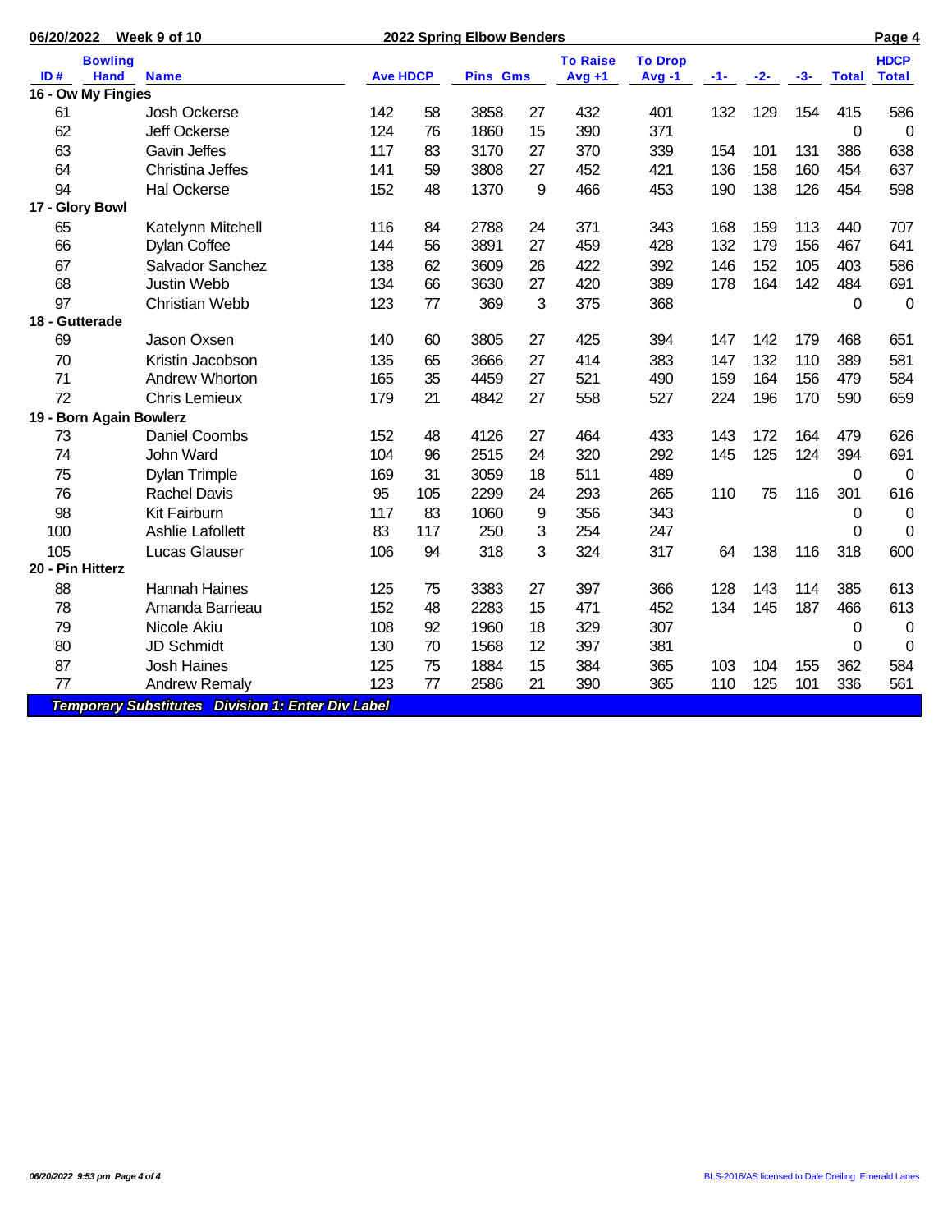06/20/2022 Week 9 of 10 — 2022 Spring Elbow Benders

| ID # | Bowling Hand | Name | Ave | HDCP | Pins | Gms | To Raise Avg +1 | To Drop Avg -1 | -1- | -2- | -3- | Total | HDCP Total |
|---|---|---|---|---|---|---|---|---|---|---|---|---|---|
| **16 - Ow My Fingies** | | | | | | | | | | | | | |
| 61 | | Josh Ockerse | 142 | 58 | 3858 | 27 | 432 | 401 | 132 | 129 | 154 | 415 | 586 |
| 62 | | Jeff Ockerse | 124 | 76 | 1860 | 15 | 390 | 371 | | | | 0 | 0 |
| 63 | | Gavin Jeffes | 117 | 83 | 3170 | 27 | 370 | 339 | 154 | 101 | 131 | 386 | 638 |
| 64 | | Christina Jeffes | 141 | 59 | 3808 | 27 | 452 | 421 | 136 | 158 | 160 | 454 | 637 |
| 94 | | Hal Ockerse | 152 | 48 | 1370 | 9 | 466 | 453 | 190 | 138 | 126 | 454 | 598 |
| **17 - Glory Bowl** | | | | | | | | | | | | | |
| 65 | | Katelynn Mitchell | 116 | 84 | 2788 | 24 | 371 | 343 | 168 | 159 | 113 | 440 | 707 |
| 66 | | Dylan Coffee | 144 | 56 | 3891 | 27 | 459 | 428 | 132 | 179 | 156 | 467 | 641 |
| 67 | | Salvador Sanchez | 138 | 62 | 3609 | 26 | 422 | 392 | 146 | 152 | 105 | 403 | 586 |
| 68 | | Justin Webb | 134 | 66 | 3630 | 27 | 420 | 389 | 178 | 164 | 142 | 484 | 691 |
| 97 | | Christian Webb | 123 | 77 | 369 | 3 | 375 | 368 | | | | 0 | 0 |
| **18 - Gutterade** | | | | | | | | | | | | | |
| 69 | | Jason Oxsen | 140 | 60 | 3805 | 27 | 425 | 394 | 147 | 142 | 179 | 468 | 651 |
| 70 | | Kristin Jacobson | 135 | 65 | 3666 | 27 | 414 | 383 | 147 | 132 | 110 | 389 | 581 |
| 71 | | Andrew Whorton | 165 | 35 | 4459 | 27 | 521 | 490 | 159 | 164 | 156 | 479 | 584 |
| 72 | | Chris Lemieux | 179 | 21 | 4842 | 27 | 558 | 527 | 224 | 196 | 170 | 590 | 659 |
| **19 - Born Again Bowlerz** | | | | | | | | | | | | | |
| 73 | | Daniel Coombs | 152 | 48 | 4126 | 27 | 464 | 433 | 143 | 172 | 164 | 479 | 626 |
| 74 | | John Ward | 104 | 96 | 2515 | 24 | 320 | 292 | 145 | 125 | 124 | 394 | 691 |
| 75 | | Dylan Trimple | 169 | 31 | 3059 | 18 | 511 | 489 | | | | 0 | 0 |
| 76 | | Rachel Davis | 95 | 105 | 2299 | 24 | 293 | 265 | 110 | 75 | 116 | 301 | 616 |
| 98 | | Kit Fairburn | 117 | 83 | 1060 | 9 | 356 | 343 | | | | 0 | 0 |
| 100 | | Ashlie Lafollett | 83 | 117 | 250 | 3 | 254 | 247 | | | | 0 | 0 |
| 105 | | Lucas Glauser | 106 | 94 | 318 | 3 | 324 | 317 | 64 | 138 | 116 | 318 | 600 |
| **20 - Pin Hitterz** | | | | | | | | | | | | | |
| 88 | | Hannah Haines | 125 | 75 | 3383 | 27 | 397 | 366 | 128 | 143 | 114 | 385 | 613 |
| 78 | | Amanda Barrieau | 152 | 48 | 2283 | 15 | 471 | 452 | 134 | 145 | 187 | 466 | 613 |
| 79 | | Nicole Akiu | 108 | 92 | 1960 | 18 | 329 | 307 | | | | 0 | 0 |
| 80 | | JD Schmidt | 130 | 70 | 1568 | 12 | 397 | 381 | | | | 0 | 0 |
| 87 | | Josh Haines | 125 | 75 | 1884 | 15 | 384 | 365 | 103 | 104 | 155 | 362 | 584 |
| 77 | | Andrew Remaly | 123 | 77 | 2586 | 21 | 390 | 365 | 110 | 125 | 101 | 336 | 561 |

***Temporary Substitutes   Division 1: Enter Div Label***

*06/20/2022 9:53 pm Page 4 of 4*

BLS-2016/AS licensed to Dale Dreiling Emerald Lanes